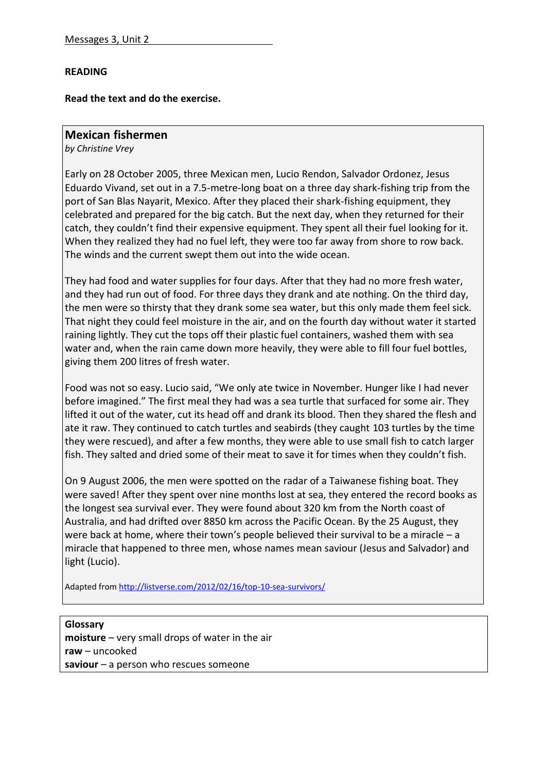Messages 3, Unit 2

**READING**

**Read the text and do the exercise.**

## Mexican fishermen

*by Christine Vrey*

Early on 28 October 2005, three Mexican men, Lucio Rendon, Salvador Ordonez, Jesus Eduardo Vivand, set out in a 7.5-metre-long boat on a three day shark-fishing trip from the port of San Blas Nayarit, Mexico. After they placed their shark-fishing equipment, they celebrated and prepared for the big catch. But the next day, when they returned for their catch, they couldn't find their expensive equipment. They spent all their fuel looking for it. When they realized they had no fuel left, they were too far away from shore to row back. The winds and the current swept them out into the wide ocean.

They had food and water supplies for four days. After that they had no more fresh water, and they had run out of food. For three days they drank and ate nothing. On the third day, the men were so thirsty that they drank some sea water, but this only made them feel sick. That night they could feel moisture in the air, and on the fourth day without water it started raining lightly. They cut the tops off their plastic fuel containers, washed them with sea water and, when the rain came down more heavily, they were able to fill four fuel bottles, giving them 200 litres of fresh water.

Food was not so easy. Lucio said, "We only ate twice in November. Hunger like I had never before imagined." The first meal they had was a sea turtle that surfaced for some air. They lifted it out of the water, cut its head off and drank its blood. Then they shared the flesh and ate it raw. They continued to catch turtles and seabirds (they caught 103 turtles by the time they were rescued), and after a few months, they were able to use small fish to catch larger fish. They salted and dried some of their meat to save it for times when they couldn't fish.

On 9 August 2006, the men were spotted on the radar of a Taiwanese fishing boat. They were saved! After they spent over nine months lost at sea, they entered the record books as the longest sea survival ever. They were found about 320 km from the North coast of Australia, and had drifted over 8850 km across the Pacific Ocean. By the 25 August, they were back at home, where their town's people believed their survival to be a miracle – a miracle that happened to three men, whose names mean saviour (Jesus and Salvador) and light (Lucio).

Adapted from [http://listverse.com/2012/02/16/top-10-sea-survivors/](http://listverse.com/2012/02/16/top-10-sea-survivors/)

**Glossary**

**moisture** – very small drops of water in the air
**raw** – uncooked
**saviour** – a person who rescues someone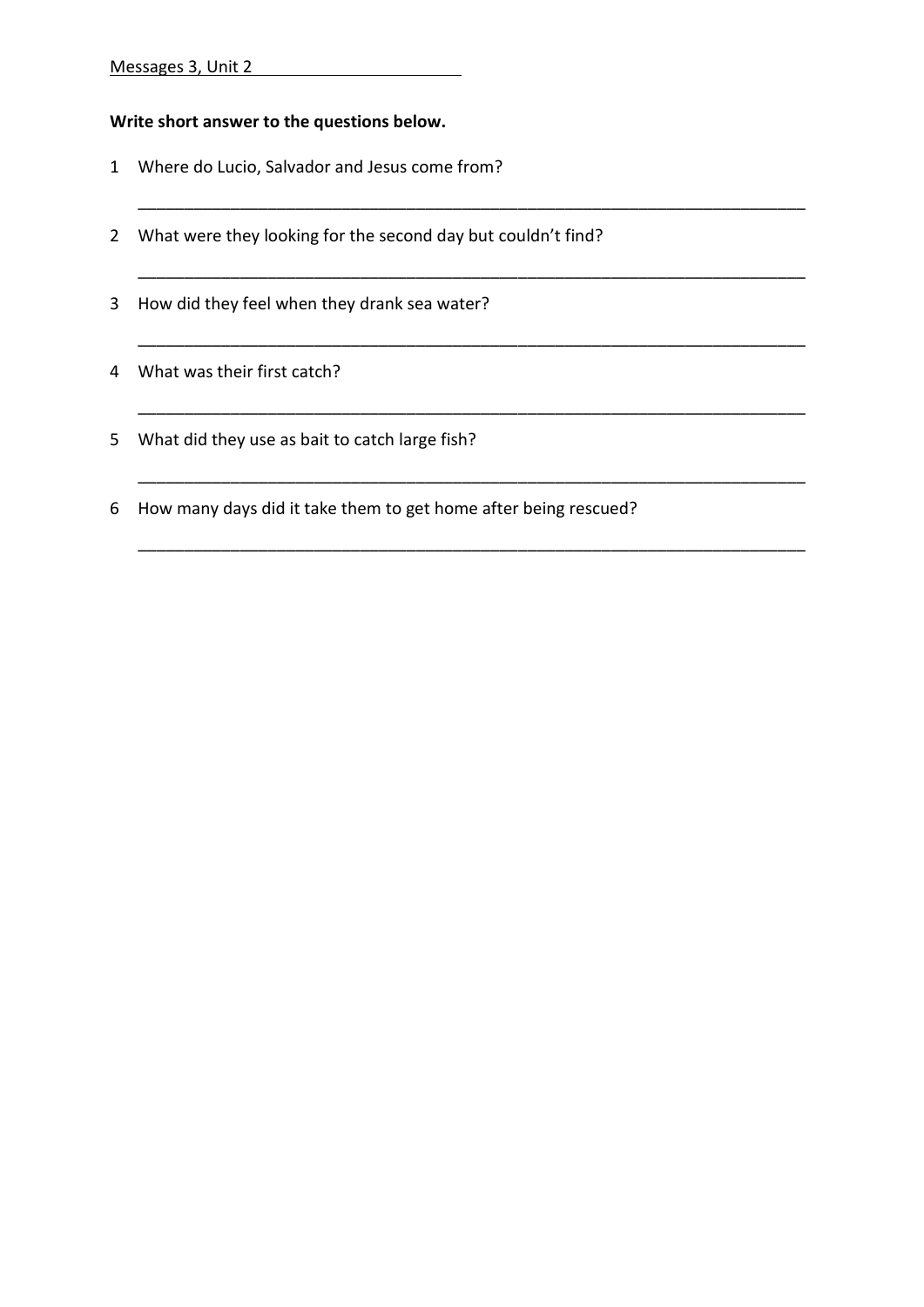Messages 3, Unit 2

**Write short answer to the questions below.**

1 Where do Lucio, Salvador and Jesus come from?

___________________________________________________________________________

2 What were they looking for the second day but couldn't find?

___________________________________________________________________________

3 How did they feel when they drank sea water?

___________________________________________________________________________

4 What was their first catch?

___________________________________________________________________________

5 What did they use as bait to catch large fish?

___________________________________________________________________________

6 How many days did it take them to get home after being rescued?

___________________________________________________________________________